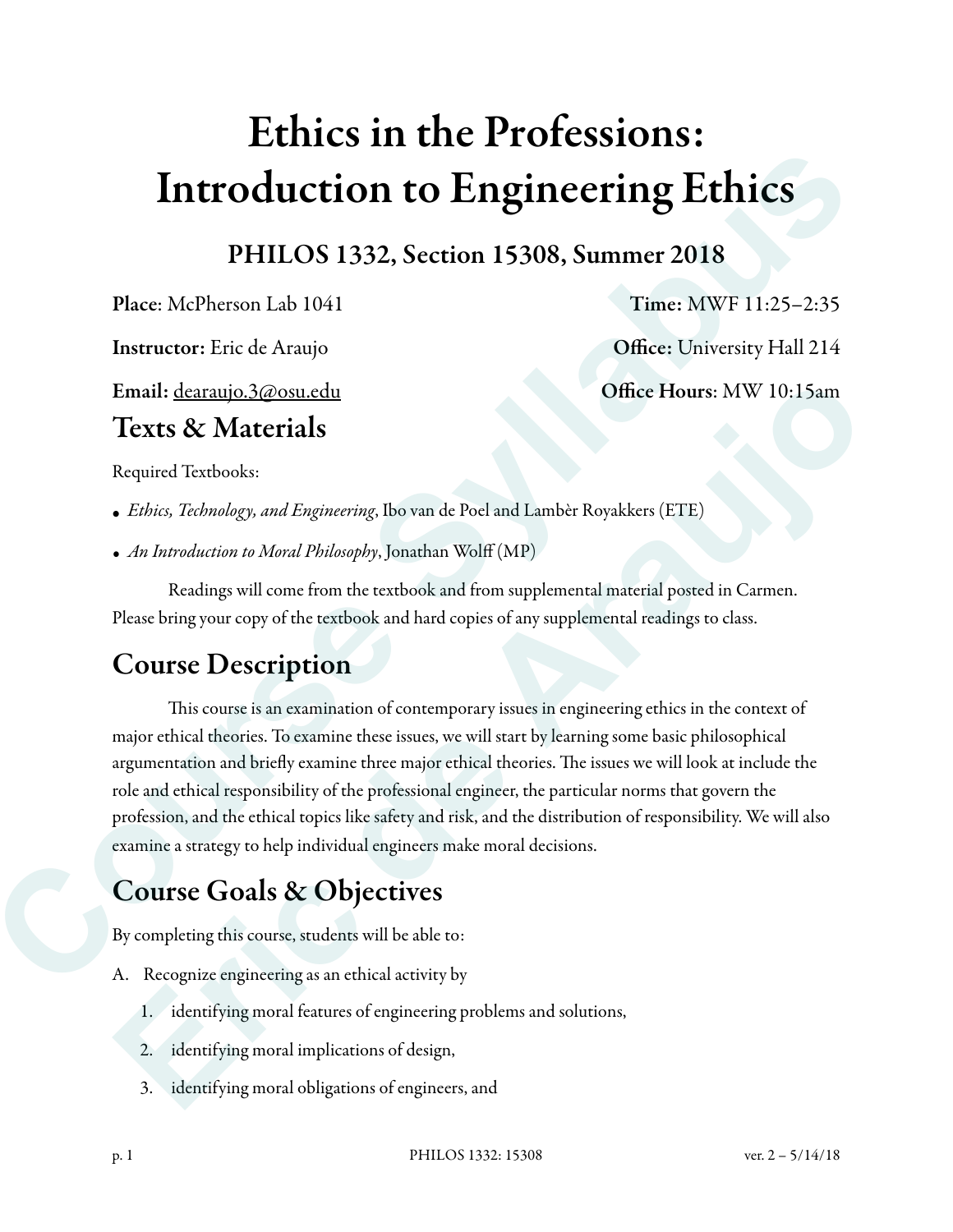# Ethics in the Professions: Introduction to Engineering Ethics

## PHILOS 1332, Section 15308, Summer 2018

**Place**: McPherson Lab 1041 **Time:** MWF 11:25–2:35

**Instructor:** Eric de Araujo **Office:** University Hall 214

**Email:** dearaujo.3@osu.edu **Office Hours**: MW 10:15am

## Texts & Materials

Required Textbooks:

- *Ethics, Technology, and Engineering*, Ibo van de Poel and Lambèr Royakkers (ETE)
- *An Introduction to Moral Philosophy*, Jonathan Wolff (MP)

Readings will come from the textbook and from supplemental material posted in Carmen. Please bring your copy of the textbook and hard copies of any supplemental readings to class.

## Course Description

This course is an examination of contemporary issues in engineering ethics in the context of major ethical theories. To examine these issues, we will start by learning some basic philosophical argumentation and briefly examine three major ethical theories. The issues we will look at include the role and ethical responsibility of the professional engineer, the particular norms that govern the profession, and the ethical topics like safety and risk, and the distribution of responsibility. We will also examine a strategy to help individual engineers make moral decisions.

## Course Goals & Objectives

By completing this course, students will be able to:

A. Recognize engineering as an ethical activity by

1. identifying moral features of engineering problems and solutions,
2. identifying moral implications of design,
3. identifying moral obligations of engineers, and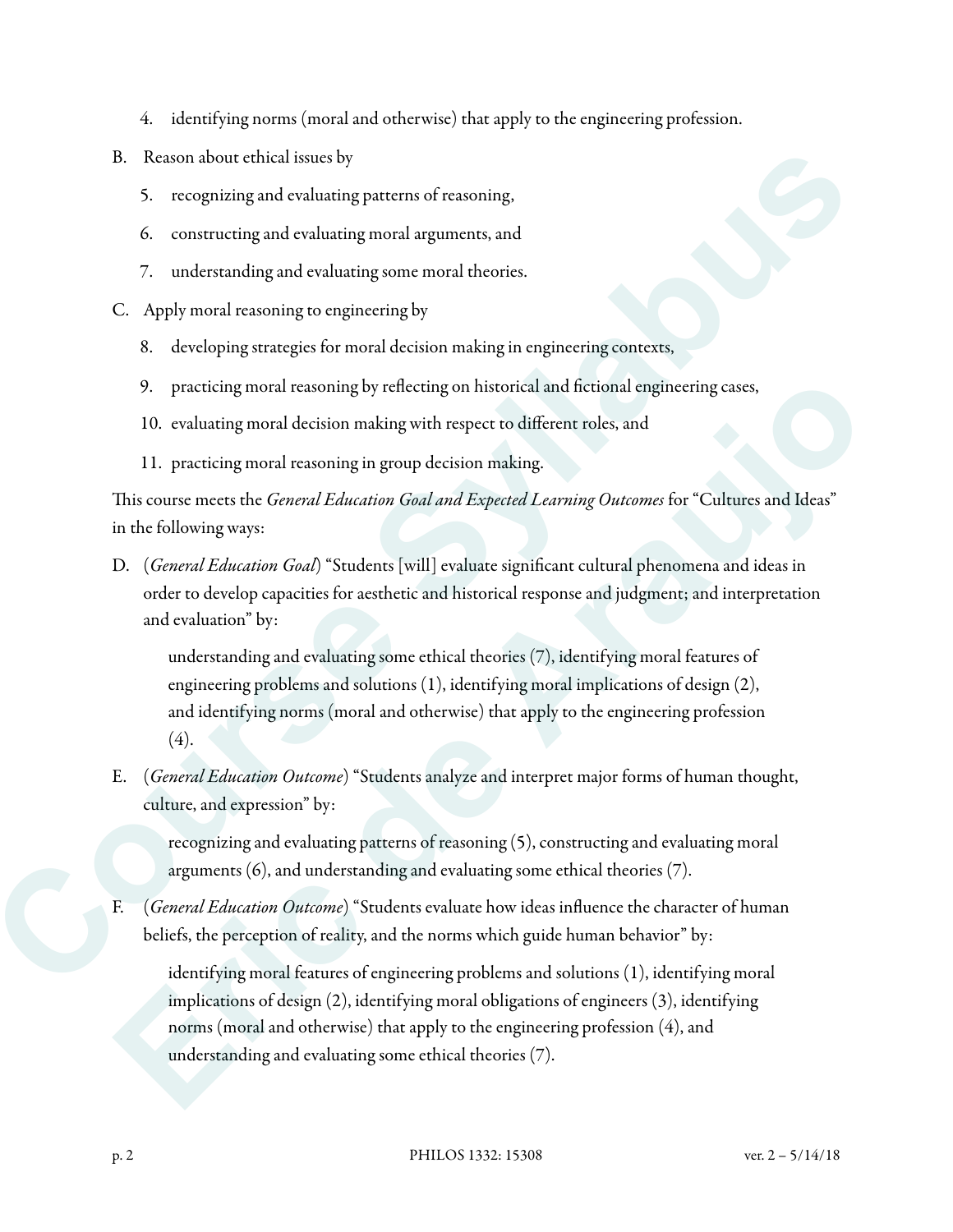4. identifying norms (moral and otherwise) that apply to the engineering profession.

B. Reason about ethical issues by

5. recognizing and evaluating patterns of reasoning,
6. constructing and evaluating moral arguments, and
7. understanding and evaluating some moral theories.

C. Apply moral reasoning to engineering by

8. developing strategies for moral decision making in engineering contexts,
9. practicing moral reasoning by reflecting on historical and fictional engineering cases,
10. evaluating moral decision making with respect to different roles, and
11. practicing moral reasoning in group decision making.

This course meets the *General Education Goal and Expected Learning Outcomes* for "Cultures and Ideas" in the following ways:

D. (*General Education Goal*) "Students [will] evaluate significant cultural phenomena and ideas in order to develop capacities for aesthetic and historical response and judgment; and interpretation and evaluation" by:

   understanding and evaluating some ethical theories (7), identifying moral features of engineering problems and solutions (1), identifying moral implications of design (2), and identifying norms (moral and otherwise) that apply to the engineering profession (4).

E. (*General Education Outcome*) "Students analyze and interpret major forms of human thought, culture, and expression" by:

   recognizing and evaluating patterns of reasoning (5), constructing and evaluating moral arguments (6), and understanding and evaluating some ethical theories (7).

F. (*General Education Outcome*) "Students evaluate how ideas influence the character of human beliefs, the perception of reality, and the norms which guide human behavior" by:

   identifying moral features of engineering problems and solutions (1), identifying moral implications of design (2), identifying moral obligations of engineers (3), identifying norms (moral and otherwise) that apply to the engineering profession (4), and understanding and evaluating some ethical theories (7).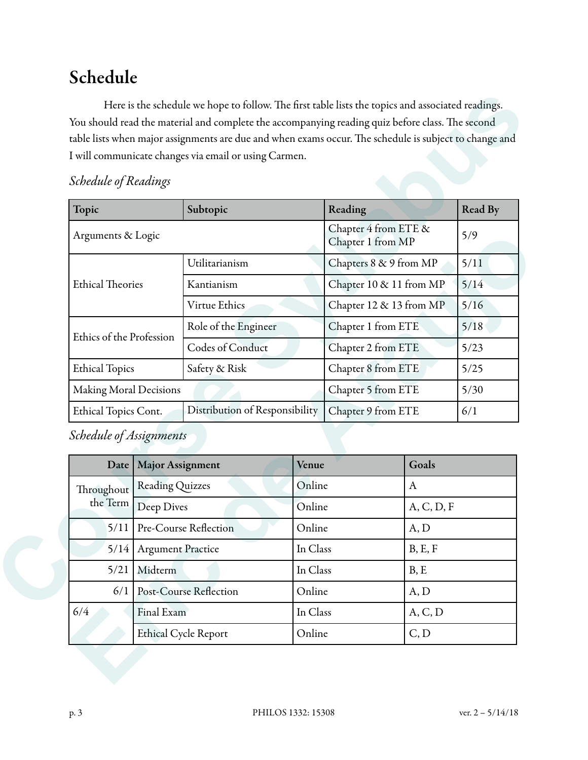# Schedule

Here is the schedule we hope to follow. The first table lists the topics and associated readings. You should read the material and complete the accompanying reading quiz before class. The second table lists when major assignments are due and when exams occur. The schedule is subject to change and I will communicate changes via email or using Carmen.

*Schedule of Readings*

| Topic | Subtopic | Reading | Read By |
|---|---|---|---|
| Arguments & Logic | | Chapter 4 from ETE & Chapter 1 from MP | 5/9 |
| Ethical Theories | Utilitarianism | Chapters 8 & 9 from MP | 5/11 |
| | Kantianism | Chapter 10 & 11 from MP | 5/14 |
| | Virtue Ethics | Chapter 12 & 13 from MP | 5/16 |
| Ethics of the Profession | Role of the Engineer | Chapter 1 from ETE | 5/18 |
| | Codes of Conduct | Chapter 2 from ETE | 5/23 |
| Ethical Topics | Safety & Risk | Chapter 8 from ETE | 5/25 |
| Making Moral Decisions | | Chapter 5 from ETE | 5/30 |
| Ethical Topics Cont. | Distribution of Responsibility | Chapter 9 from ETE | 6/1 |

*Schedule of Assignments*

| Date | Major Assignment | Venue | Goals |
|---|---|---|---|
| Throughout the Term | Reading Quizzes | Online | A |
| | Deep Dives | Online | A, C, D, F |
| 5/11 | Pre-Course Reflection | Online | A, D |
| 5/14 | Argument Practice | In Class | B, E, F |
| 5/21 | Midterm | In Class | B, E |
| 6/1 | Post-Course Reflection | Online | A, D |
| 6/4 | Final Exam | In Class | A, C, D |
| | Ethical Cycle Report | Online | C, D |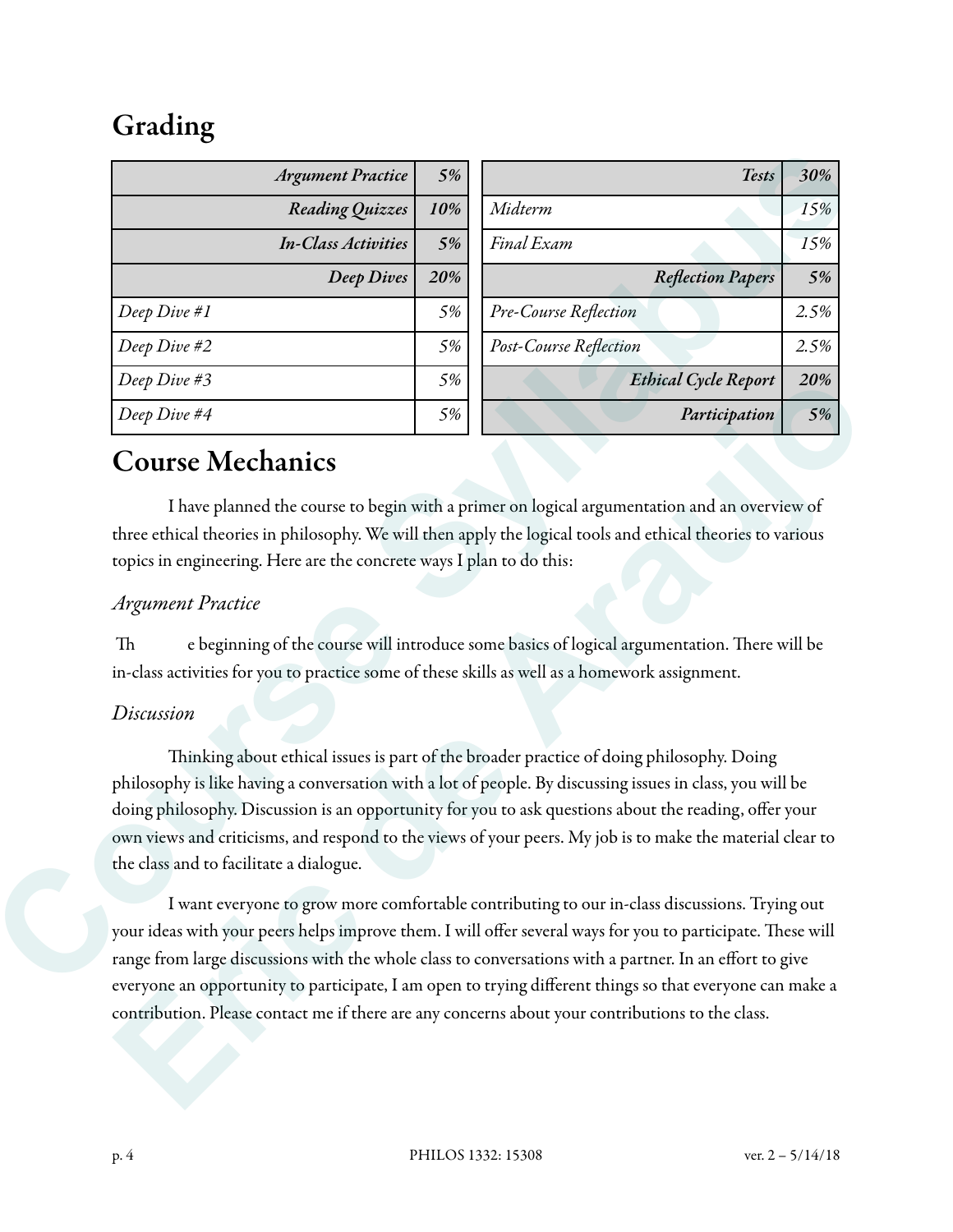# Grading

| | |
|---|---|
| *Argument Practice* | *5%* |
| *Reading Quizzes* | *10%* |
| *In-Class Activities* | *5%* |
| *Deep Dives* | *20%* |
| *Deep Dive #1* | *5%* |
| *Deep Dive #2* | *5%* |
| *Deep Dive #3* | *5%* |
| *Deep Dive #4* | *5%* |

| | |
|---|---|
| *Tests* | *30%* |
| *Midterm* | *15%* |
| *Final Exam* | *15%* |
| *Reflection Papers* | *5%* |
| *Pre-Course Reflection* | *2.5%* |
| *Post-Course Reflection* | *2.5%* |
| *Ethical Cycle Report* | *20%* |
| *Participation* | *5%* |

# Course Mechanics

I have planned the course to begin with a primer on logical argumentation and an overview of three ethical theories in philosophy. We will then apply the logical tools and ethical theories to various topics in engineering. Here are the concrete ways I plan to do this:

### *Argument Practice*

The beginning of the course will introduce some basics of logical argumentation. There will be in-class activities for you to practice some of these skills as well as a homework assignment.

### *Discussion*

Thinking about ethical issues is part of the broader practice of doing philosophy. Doing philosophy is like having a conversation with a lot of people. By discussing issues in class, you will be doing philosophy. Discussion is an opportunity for you to ask questions about the reading, offer your own views and criticisms, and respond to the views of your peers. My job is to make the material clear to the class and to facilitate a dialogue.

I want everyone to grow more comfortable contributing to our in-class discussions. Trying out your ideas with your peers helps improve them. I will offer several ways for you to participate. These will range from large discussions with the whole class to conversations with a partner. In an effort to give everyone an opportunity to participate, I am open to trying different things so that everyone can make a contribution. Please contact me if there are any concerns about your contributions to the class.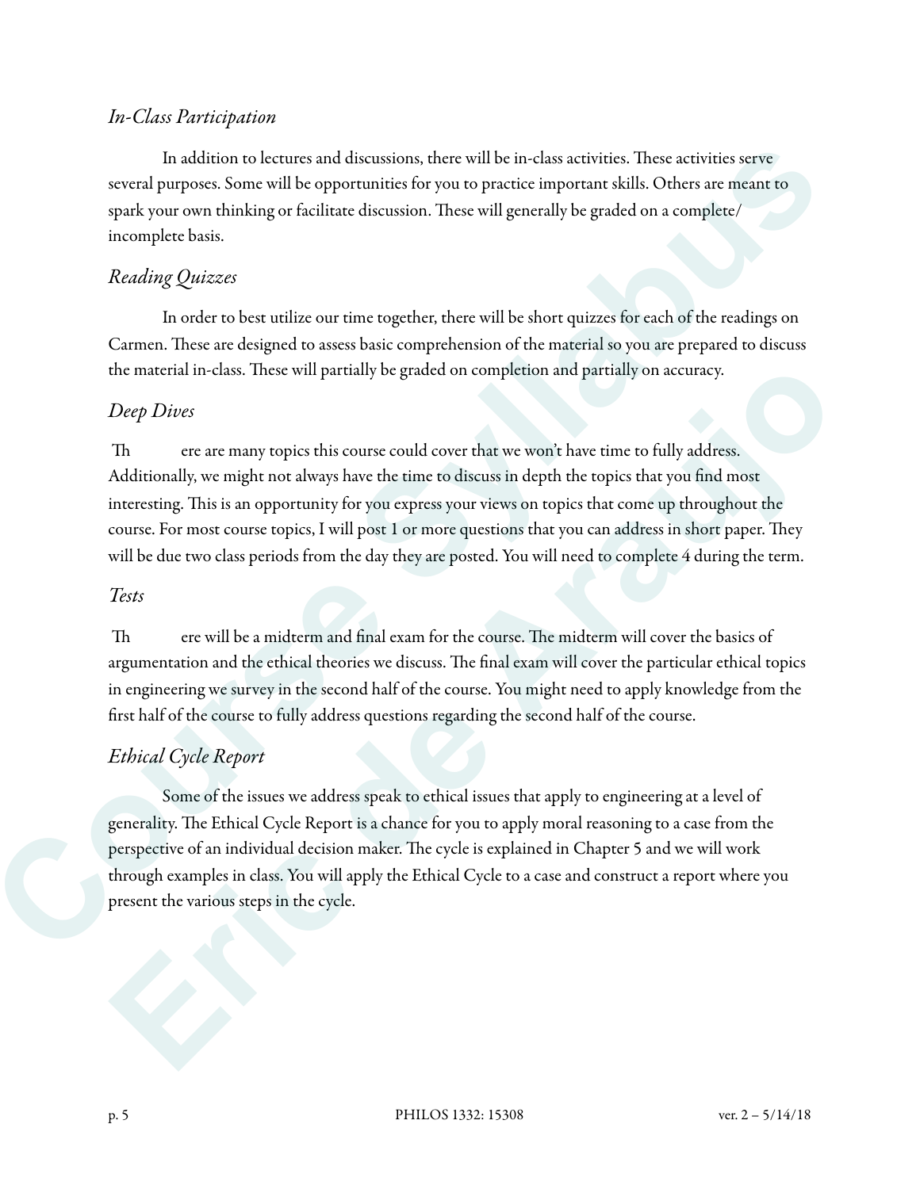### *In-Class Participation*

In addition to lectures and discussions, there will be in-class activities. These activities serve several purposes. Some will be opportunities for you to practice important skills. Others are meant to spark your own thinking or facilitate discussion. These will generally be graded on a complete/incomplete basis.

### *Reading Quizzes*

In order to best utilize our time together, there will be short quizzes for each of the readings on Carmen. These are designed to assess basic comprehension of the material so you are prepared to discuss the material in-class. These will partially be graded on completion and partially on accuracy.

### *Deep Dives*

There are many topics this course could cover that we won't have time to fully address. Additionally, we might not always have the time to discuss in depth the topics that you find most interesting. This is an opportunity for you express your views on topics that come up throughout the course. For most course topics, I will post 1 or more questions that you can address in short paper. They will be due two class periods from the day they are posted. You will need to complete 4 during the term.

### *Tests*

There will be a midterm and final exam for the course. The midterm will cover the basics of argumentation and the ethical theories we discuss. The final exam will cover the particular ethical topics in engineering we survey in the second half of the course. You might need to apply knowledge from the first half of the course to fully address questions regarding the second half of the course.

### *Ethical Cycle Report*

Some of the issues we address speak to ethical issues that apply to engineering at a level of generality. The Ethical Cycle Report is a chance for you to apply moral reasoning to a case from the perspective of an individual decision maker. The cycle is explained in Chapter 5 and we will work through examples in class. You will apply the Ethical Cycle to a case and construct a report where you present the various steps in the cycle.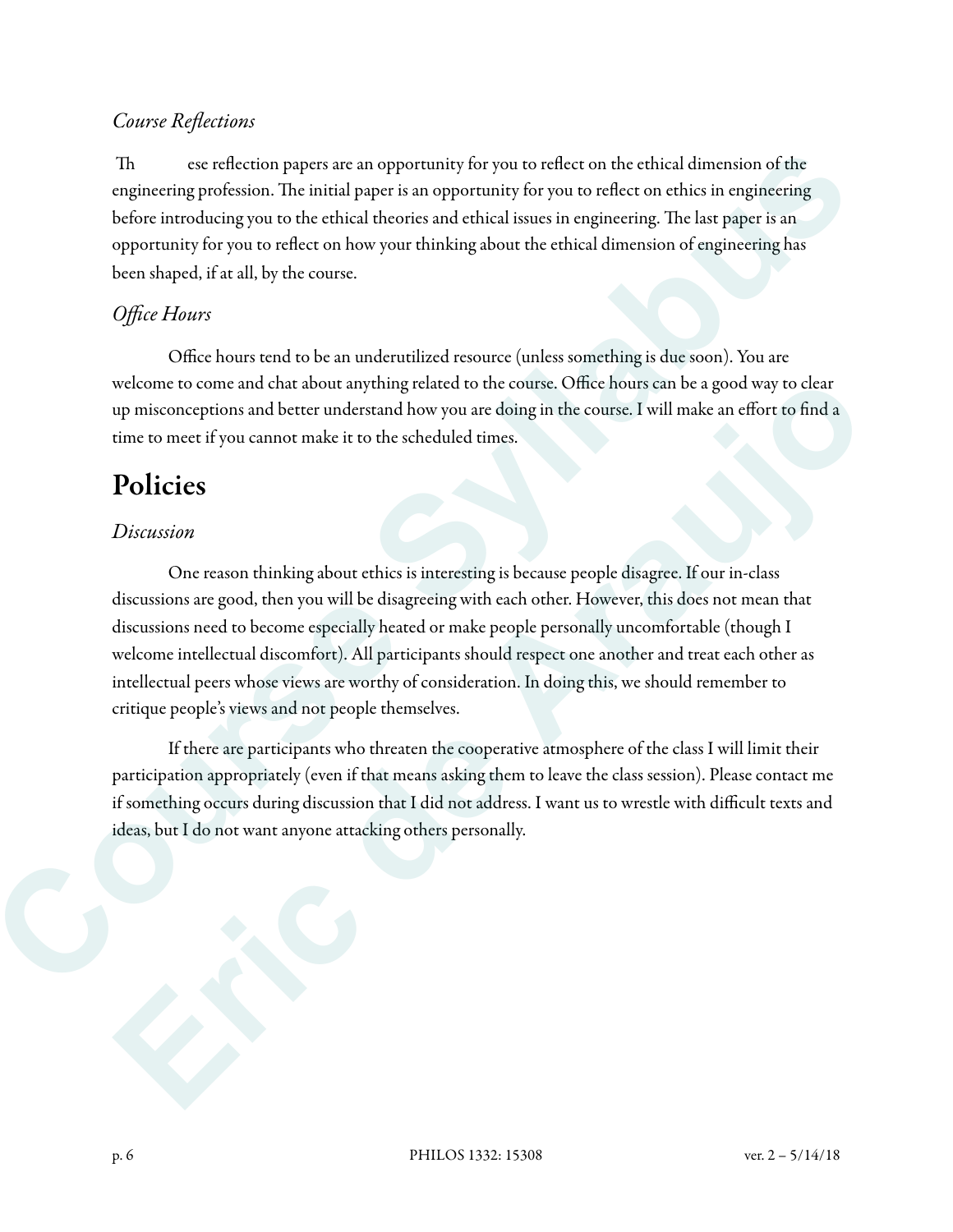*Course Reflections*

These reflection papers are an opportunity for you to reflect on the ethical dimension of the engineering profession. The initial paper is an opportunity for you to reflect on ethics in engineering before introducing you to the ethical theories and ethical issues in engineering. The last paper is an opportunity for you to reflect on how your thinking about the ethical dimension of engineering has been shaped, if at all, by the course.

*Office Hours*

Office hours tend to be an underutilized resource (unless something is due soon). You are welcome to come and chat about anything related to the course. Office hours can be a good way to clear up misconceptions and better understand how you are doing in the course. I will make an effort to find a time to meet if you cannot make it to the scheduled times.

# Policies

*Discussion*

One reason thinking about ethics is interesting is because people disagree. If our in-class discussions are good, then you will be disagreeing with each other. However, this does not mean that discussions need to become especially heated or make people personally uncomfortable (though I welcome intellectual discomfort). All participants should respect one another and treat each other as intellectual peers whose views are worthy of consideration. In doing this, we should remember to critique people's views and not people themselves.

If there are participants who threaten the cooperative atmosphere of the class I will limit their participation appropriately (even if that means asking them to leave the class session). Please contact me if something occurs during discussion that I did not address. I want us to wrestle with difficult texts and ideas, but I do not want anyone attacking others personally.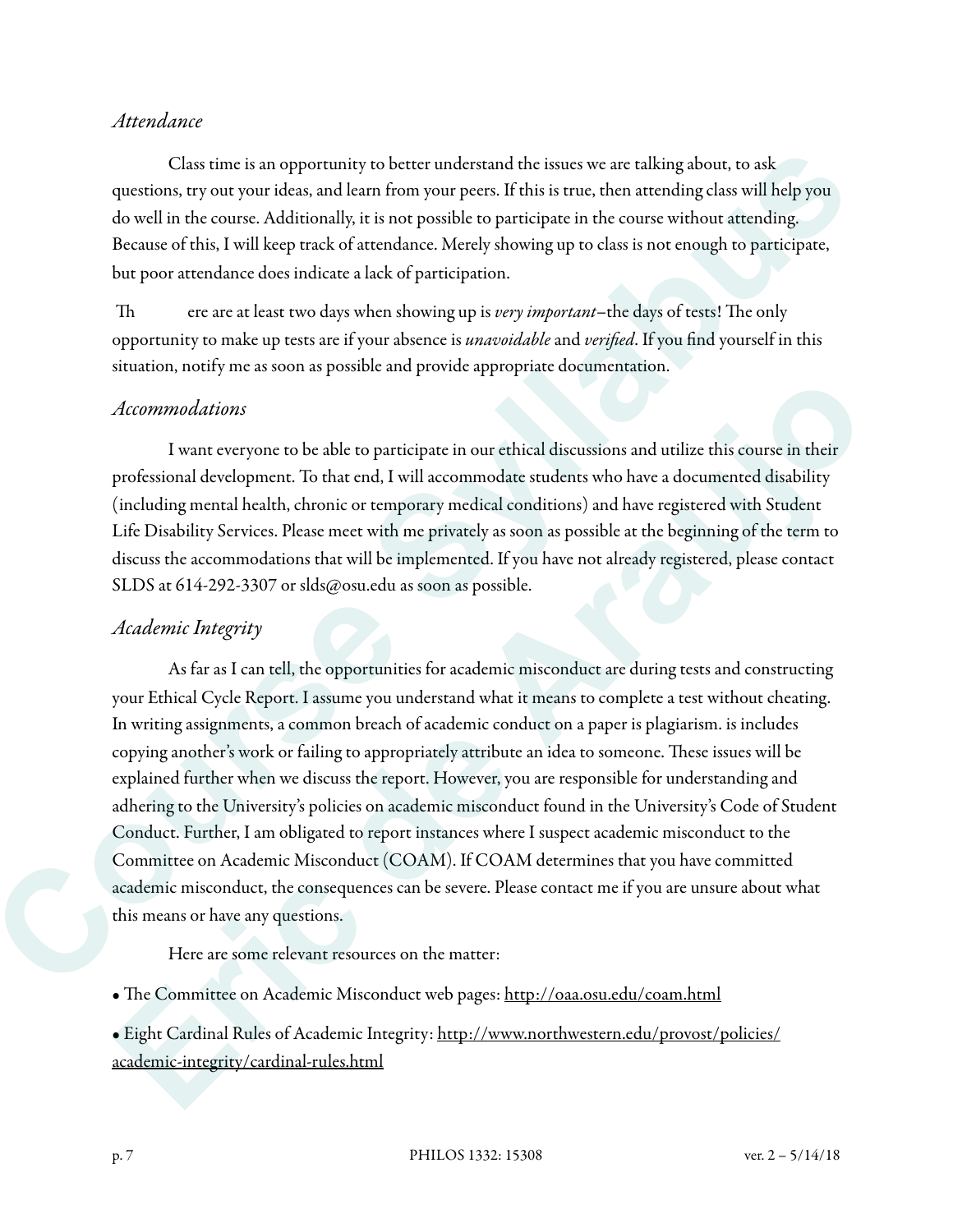### *Attendance*

Class time is an opportunity to better understand the issues we are talking about, to ask questions, try out your ideas, and learn from your peers. If this is true, then attending class will help you do well in the course. Additionally, it is not possible to participate in the course without attending. Because of this, I will keep track of attendance. Merely showing up to class is not enough to participate, but poor attendance does indicate a lack of participation.

Th ere are at least two days when showing up is *very important*–the days of tests! The only opportunity to make up tests are if your absence is *unavoidable* and *verified*. If you find yourself in this situation, notify me as soon as possible and provide appropriate documentation.

### *Accommodations*

I want everyone to be able to participate in our ethical discussions and utilize this course in their professional development. To that end, I will accommodate students who have a documented disability (including mental health, chronic or temporary medical conditions) and have registered with Student Life Disability Services. Please meet with me privately as soon as possible at the beginning of the term to discuss the accommodations that will be implemented. If you have not already registered, please contact SLDS at 614-292-3307 or slds@osu.edu as soon as possible.

### *Academic Integrity*

As far as I can tell, the opportunities for academic misconduct are during tests and constructing your Ethical Cycle Report. I assume you understand what it means to complete a test without cheating. In writing assignments, a common breach of academic conduct on a paper is plagiarism. is includes copying another's work or failing to appropriately attribute an idea to someone. These issues will be explained further when we discuss the report. However, you are responsible for understanding and adhering to the University's policies on academic misconduct found in the University's Code of Student Conduct. Further, I am obligated to report instances where I suspect academic misconduct to the Committee on Academic Misconduct (COAM). If COAM determines that you have committed academic misconduct, the consequences can be severe. Please contact me if you are unsure about what this means or have any questions.

Here are some relevant resources on the matter:

- The Committee on Academic Misconduct web pages: http://oaa.osu.edu/coam.html
- Eight Cardinal Rules of Academic Integrity: http://www.northwestern.edu/provost/policies/academic-integrity/cardinal-rules.html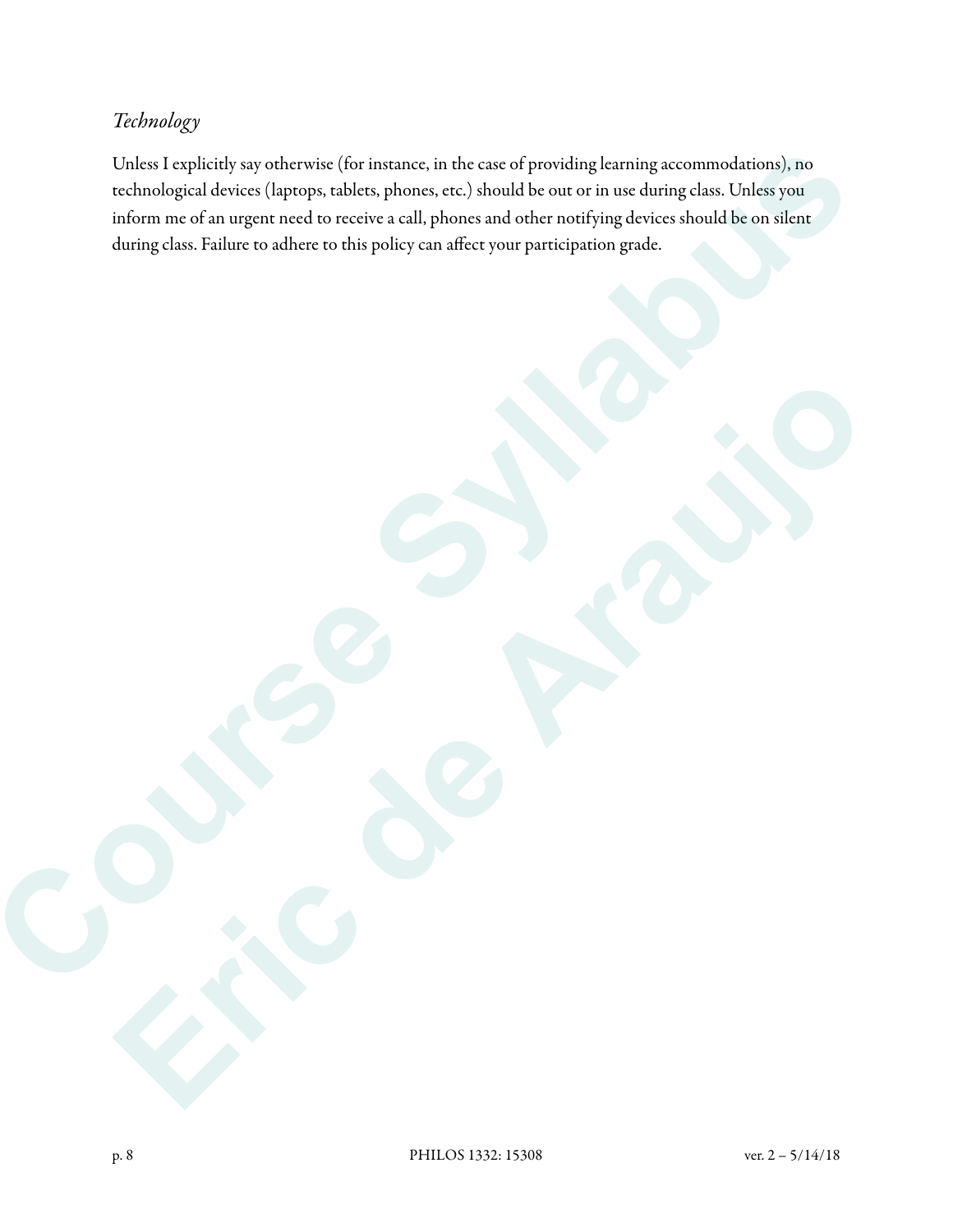### *Technology*

Unless I explicitly say otherwise (for instance, in the case of providing learning accommodations), no technological devices (laptops, tablets, phones, etc.) should be out or in use during class. Unless you inform me of an urgent need to receive a call, phones and other notifying devices should be on silent during class. Failure to adhere to this policy can affect your participation grade.